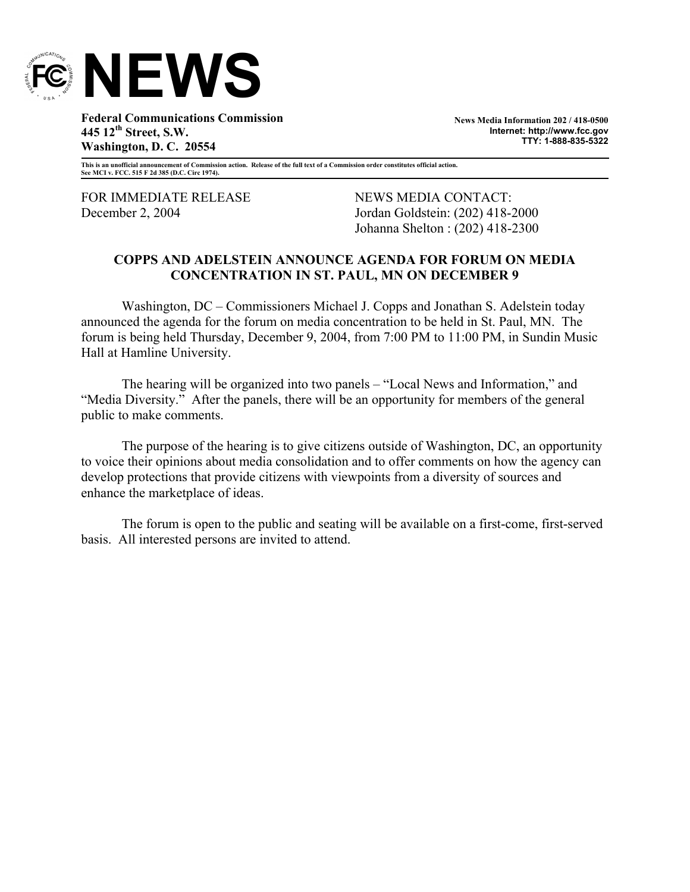# NEWS

**Federal Communications Commission**
**445 12th Street, S.W.**
**Washington, D. C. 20554**

**News Media Information 202 / 418-0500**
**Internet: http://www.fcc.gov**
**TTY: 1-888-835-5322**

**This is an unofficial announcement of Commission action. Release of the full text of a Commission order constitutes official action. See MCI v. FCC. 515 F 2d 385 (D.C. Circ 1974).**

FOR IMMEDIATE RELEASE
December 2, 2004

NEWS MEDIA CONTACT:
Jordan Goldstein: (202) 418-2000
Johanna Shelton : (202) 418-2300

**COPPS AND ADELSTEIN ANNOUNCE AGENDA FOR FORUM ON MEDIA CONCENTRATION IN ST. PAUL, MN ON DECEMBER 9**

Washington, DC – Commissioners Michael J. Copps and Jonathan S. Adelstein today announced the agenda for the forum on media concentration to be held in St. Paul, MN. The forum is being held Thursday, December 9, 2004, from 7:00 PM to 11:00 PM, in Sundin Music Hall at Hamline University.

The hearing will be organized into two panels – "Local News and Information," and "Media Diversity." After the panels, there will be an opportunity for members of the general public to make comments.

The purpose of the hearing is to give citizens outside of Washington, DC, an opportunity to voice their opinions about media consolidation and to offer comments on how the agency can develop protections that provide citizens with viewpoints from a diversity of sources and enhance the marketplace of ideas.

The forum is open to the public and seating will be available on a first-come, first-served basis. All interested persons are invited to attend.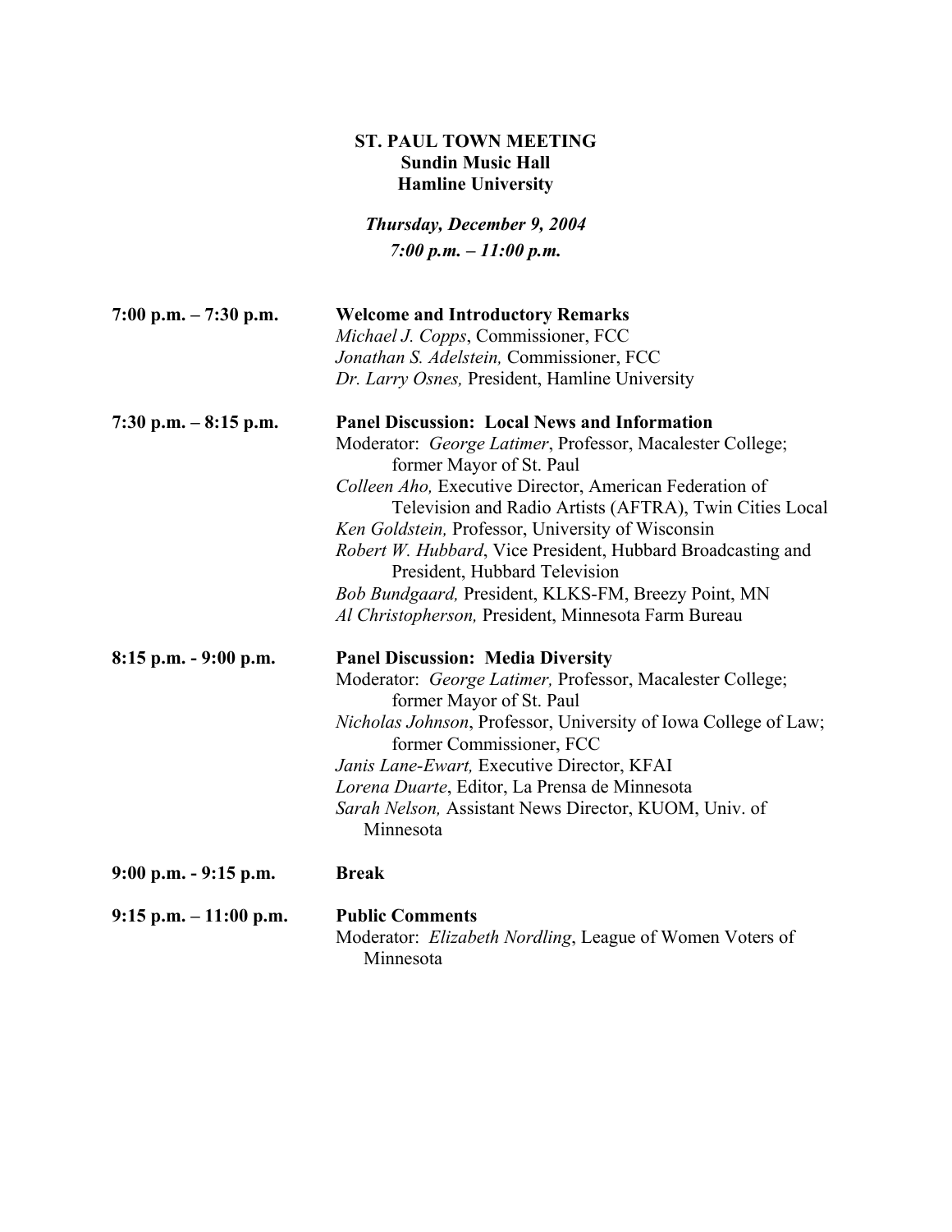**ST. PAUL TOWN MEETING**
**Sundin Music Hall**
**Hamline University**

***Thursday, December 9, 2004***
***7:00 p.m. – 11:00 p.m.***

| | |
|---|---|
| **7:00 p.m. – 7:30 p.m.** | **Welcome and Introductory Remarks**<br>*Michael J. Copps*, Commissioner, FCC<br>*Jonathan S. Adelstein,* Commissioner, FCC<br>*Dr. Larry Osnes,* President, Hamline University |
| **7:30 p.m. – 8:15 p.m.** | **Panel Discussion: Local News and Information**<br>Moderator: *George Latimer*, Professor, Macalester College; former Mayor of St. Paul<br>*Colleen Aho,* Executive Director, American Federation of Television and Radio Artists (AFTRA), Twin Cities Local<br>*Ken Goldstein,* Professor, University of Wisconsin<br>*Robert W. Hubbard*, Vice President, Hubbard Broadcasting and President, Hubbard Television<br>*Bob Bundgaard,* President, KLKS-FM, Breezy Point, MN<br>*Al Christopherson,* President, Minnesota Farm Bureau |
| **8:15 p.m. - 9:00 p.m.** | **Panel Discussion: Media Diversity**<br>Moderator: *George Latimer,* Professor, Macalester College; former Mayor of St. Paul<br>*Nicholas Johnson*, Professor, University of Iowa College of Law; former Commissioner, FCC<br>*Janis Lane-Ewart,* Executive Director, KFAI<br>*Lorena Duarte*, Editor, La Prensa de Minnesota<br>*Sarah Nelson,* Assistant News Director, KUOM, Univ. of Minnesota |
| **9:00 p.m. - 9:15 p.m.** | **Break** |
| **9:15 p.m. – 11:00 p.m.** | **Public Comments**<br>Moderator: *Elizabeth Nordling*, League of Women Voters of Minnesota |